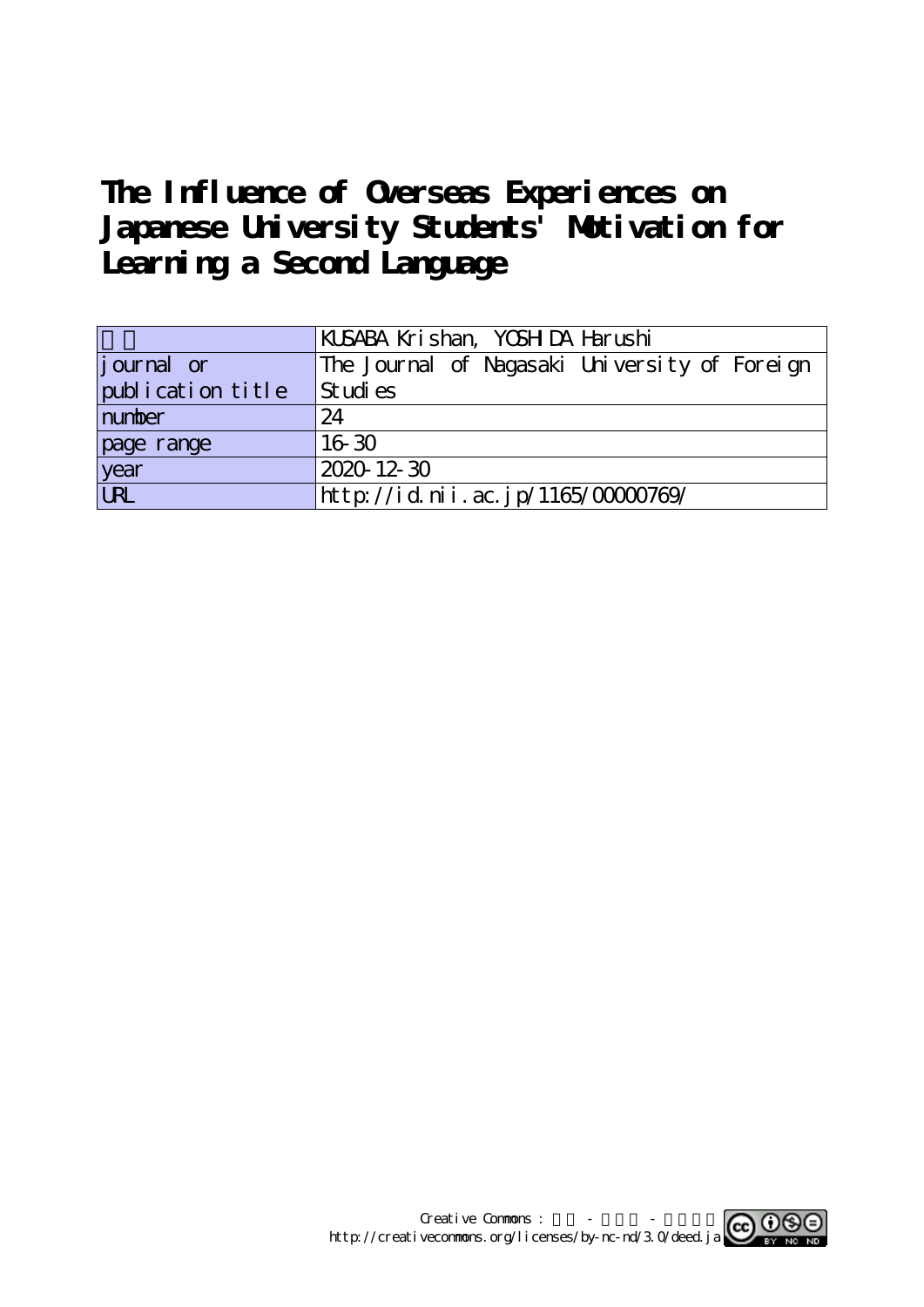# The Influence of Overseas Experiences on Japanese University Students' Motivation for Learning a Second Language

| | |
|---|---|
| | KUSABA Krishan, YOSHIDA Harushi |
| journal or publication title | The Journal of Nagasaki University of Foreign Studies |
| number | 24 |
| page range | 16-30 |
| year | 2020-12-30 |
| URL | http://id.nii.ac.jp/1165/00000769/ |

Creative Commons : - -
http://creativecommons.org/licenses/by-nc-nd/3.0/deed.ja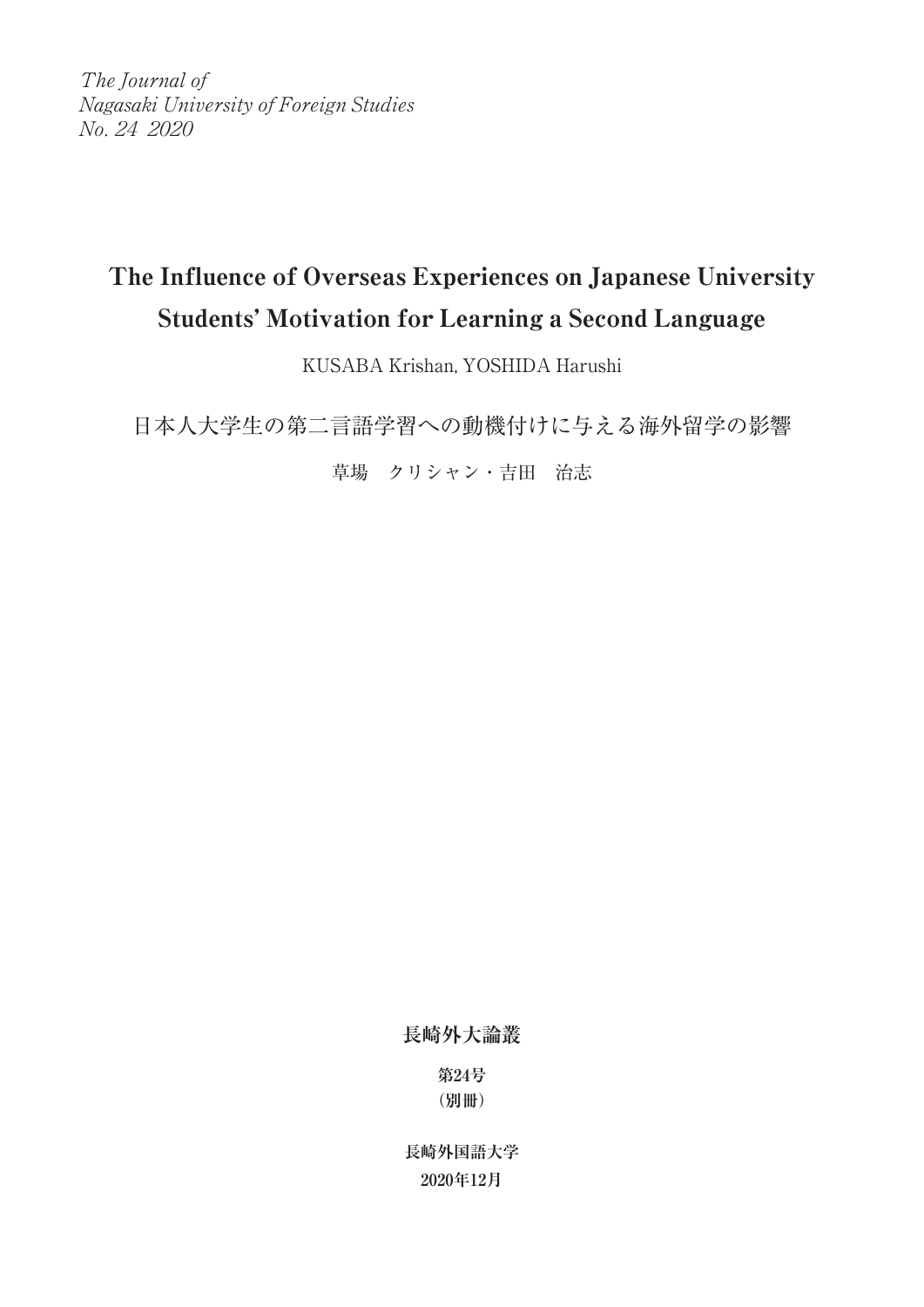*The Journal of*
*Nagasaki University of Foreign Studies*
*No. 24 2020*

# The Influence of Overseas Experiences on Japanese University Students' Motivation for Learning a Second Language

KUSABA Krishan, YOSHIDA Harushi

# 日本人大学生の第二言語学習への動機付けに与える海外留学の影響

草場　クリシャン・吉田　治志

**長崎外大論叢**

**第24号**
**（別冊）**

**長崎外国語大学**
**2020年12月**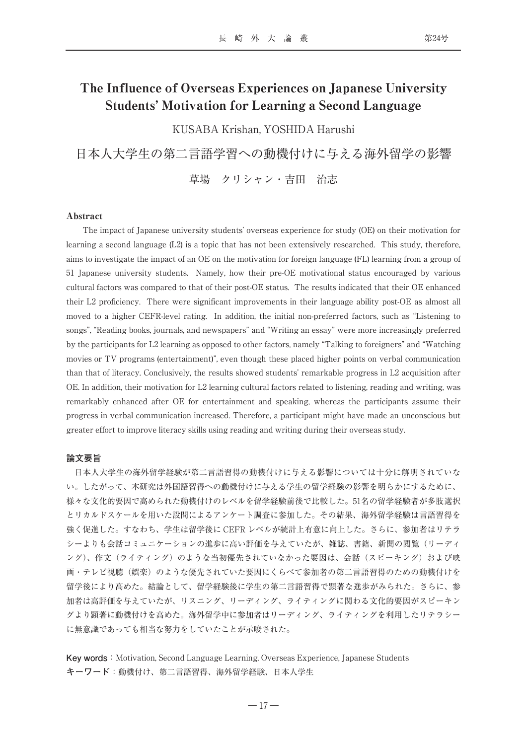# The Influence of Overseas Experiences on Japanese University Students' Motivation for Learning a Second Language

KUSABA Krishan, YOSHIDA Harushi

# 日本人大学生の第二言語学習への動機付けに与える海外留学の影響

草場　クリシャン・吉田　治志

**Abstract**

The impact of Japanese university students' overseas experience for study (OE) on their motivation for learning a second language (L2) is a topic that has not been extensively researched. This study, therefore, aims to investigate the impact of an OE on the motivation for foreign language (FL) learning from a group of 51 Japanese university students. Namely, how their pre-OE motivational status encouraged by various cultural factors was compared to that of their post-OE status. The results indicated that their OE enhanced their L2 proficiency. There were significant improvements in their language ability post-OE as almost all moved to a higher CEFR-level rating. In addition, the initial non-preferred factors, such as "Listening to songs", "Reading books, journals, and newspapers" and "Writing an essay" were more increasingly preferred by the participants for L2 learning as opposed to other factors, namely "Talking to foreigners" and "Watching movies or TV programs (entertainment)", even though these placed higher points on verbal communication than that of literacy. Conclusively, the results showed students' remarkable progress in L2 acquisition after OE. In addition, their motivation for L2 learning cultural factors related to listening, reading and writing, was remarkably enhanced after OE for entertainment and speaking, whereas the participants assume their progress in verbal communication increased. Therefore, a participant might have made an unconscious but greater effort to improve literacy skills using reading and writing during their overseas study.

**論文要旨**

日本人大学生の海外留学経験が第二言語習得の動機付けに与える影響については十分に解明されていない。したがって、本研究は外国語習得への動機付けに与える学生の留学経験の影響を明らかにするために、様々な文化的要因で高められた動機付けのレベルを留学経験前後で比較した。51名の留学経験者が多肢選択とリカルドスケールを用いた設問によるアンケート調査に参加した。その結果、海外留学経験は言語習得を強く促進した。すなわち、学生は留学後に CEFR レベルが統計上有意に向上した。さらに、参加者はリテラシーよりも会話コミュニケーションの進歩に高い評価を与えていたが、雑誌、書籍、新聞の閲覧（リーディング）、作文（ライティング）のような当初優先されていなかった要因は、会話（スピーキング）および映画・テレビ視聴（娯楽）のような優先されていた要因にくらべて参加者の第二言語習得のための動機付けを留学後により高めた。結論として、留学経験後に学生の第二言語習得で顕著な進歩がみられた。さらに、参加者は高評価を与えていたが、リスニング、リーディング、ライティングに関わる文化的要因がスピーキングより顕著に動機付けを高めた。海外留学中に参加者はリーディング、ライティングを利用したリテラシーに無意識であっても相当な努力をしていたことが示唆された。

**Key words**：Motivation, Second Language Learning, Overseas Experience, Japanese Students

**キーワード**：動機付け、第二言語習得、海外留学経験、日本人学生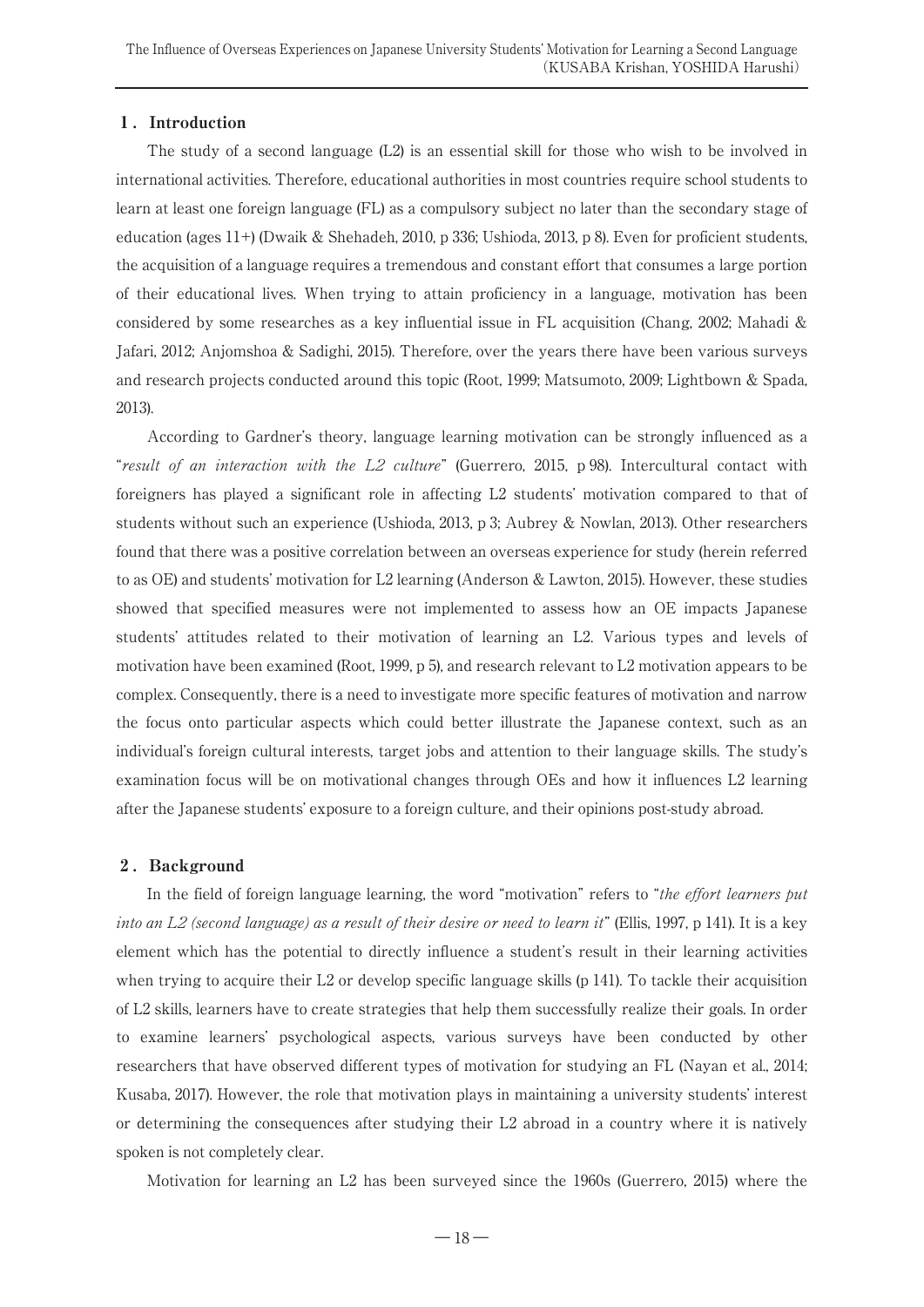## 1. Introduction

The study of a second language (L2) is an essential skill for those who wish to be involved in international activities. Therefore, educational authorities in most countries require school students to learn at least one foreign language (FL) as a compulsory subject no later than the secondary stage of education (ages 11+) (Dwaik & Shehadeh, 2010, p 336; Ushioda, 2013, p 8). Even for proficient students, the acquisition of a language requires a tremendous and constant effort that consumes a large portion of their educational lives. When trying to attain proficiency in a language, motivation has been considered by some researches as a key influential issue in FL acquisition (Chang, 2002; Mahadi & Jafari, 2012; Anjomshoa & Sadighi, 2015). Therefore, over the years there have been various surveys and research projects conducted around this topic (Root, 1999; Matsumoto, 2009; Lightbown & Spada, 2013).

According to Gardner's theory, language learning motivation can be strongly influenced as a "*result of an interaction with the L2 culture*" (Guerrero, 2015, p 98). Intercultural contact with foreigners has played a significant role in affecting L2 students' motivation compared to that of students without such an experience (Ushioda, 2013, p 3; Aubrey & Nowlan, 2013). Other researchers found that there was a positive correlation between an overseas experience for study (herein referred to as OE) and students' motivation for L2 learning (Anderson & Lawton, 2015). However, these studies showed that specified measures were not implemented to assess how an OE impacts Japanese students' attitudes related to their motivation of learning an L2. Various types and levels of motivation have been examined (Root, 1999, p 5), and research relevant to L2 motivation appears to be complex. Consequently, there is a need to investigate more specific features of motivation and narrow the focus onto particular aspects which could better illustrate the Japanese context, such as an individual's foreign cultural interests, target jobs and attention to their language skills. The study's examination focus will be on motivational changes through OEs and how it influences L2 learning after the Japanese students' exposure to a foreign culture, and their opinions post-study abroad.

## 2. Background

In the field of foreign language learning, the word "motivation" refers to "*the effort learners put into an L2 (second language) as a result of their desire or need to learn it*" (Ellis, 1997, p 141). It is a key element which has the potential to directly influence a student's result in their learning activities when trying to acquire their L2 or develop specific language skills (p 141). To tackle their acquisition of L2 skills, learners have to create strategies that help them successfully realize their goals. In order to examine learners' psychological aspects, various surveys have been conducted by other researchers that have observed different types of motivation for studying an FL (Nayan et al., 2014; Kusaba, 2017). However, the role that motivation plays in maintaining a university students' interest or determining the consequences after studying their L2 abroad in a country where it is natively spoken is not completely clear.

Motivation for learning an L2 has been surveyed since the 1960s (Guerrero, 2015) where the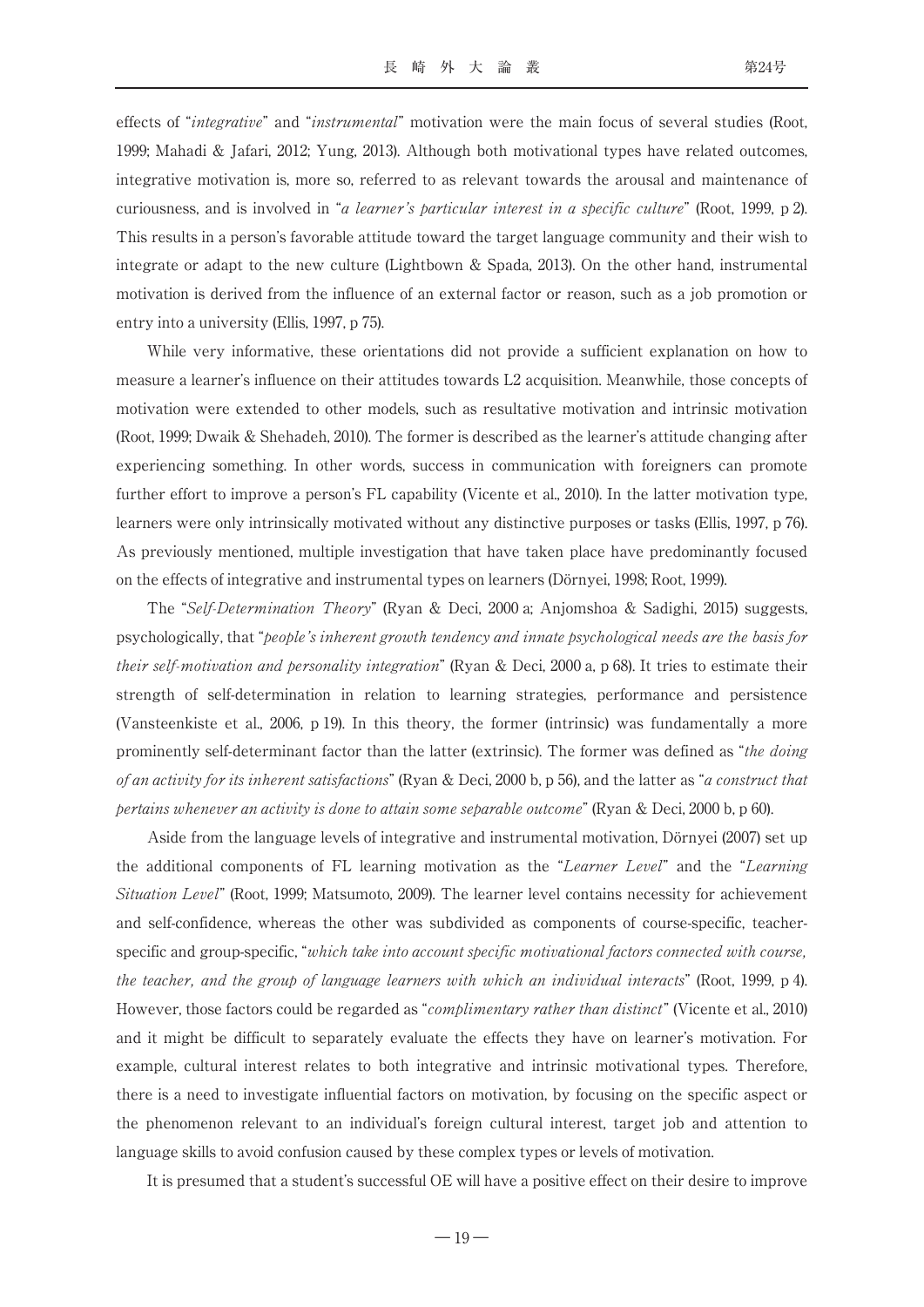effects of "*integrative*" and "*instrumental*" motivation were the main focus of several studies (Root, 1999; Mahadi & Jafari, 2012; Yung, 2013). Although both motivational types have related outcomes, integrative motivation is, more so, referred to as relevant towards the arousal and maintenance of curiousness, and is involved in "*a learner's particular interest in a specific culture*" (Root, 1999, p 2). This results in a person's favorable attitude toward the target language community and their wish to integrate or adapt to the new culture (Lightbown & Spada, 2013). On the other hand, instrumental motivation is derived from the influence of an external factor or reason, such as a job promotion or entry into a university (Ellis, 1997, p 75).

While very informative, these orientations did not provide a sufficient explanation on how to measure a learner's influence on their attitudes towards L2 acquisition. Meanwhile, those concepts of motivation were extended to other models, such as resultative motivation and intrinsic motivation (Root, 1999; Dwaik & Shehadeh, 2010). The former is described as the learner's attitude changing after experiencing something. In other words, success in communication with foreigners can promote further effort to improve a person's FL capability (Vicente et al., 2010). In the latter motivation type, learners were only intrinsically motivated without any distinctive purposes or tasks (Ellis, 1997, p 76). As previously mentioned, multiple investigation that have taken place have predominantly focused on the effects of integrative and instrumental types on learners (Dörnyei, 1998; Root, 1999).

The "*Self-Determination Theory*" (Ryan & Deci, 2000 a; Anjomshoa & Sadighi, 2015) suggests, psychologically, that "*people's inherent growth tendency and innate psychological needs are the basis for their self-motivation and personality integration*" (Ryan & Deci, 2000 a, p 68). It tries to estimate their strength of self-determination in relation to learning strategies, performance and persistence (Vansteenkiste et al., 2006, p 19). In this theory, the former (intrinsic) was fundamentally a more prominently self-determinant factor than the latter (extrinsic). The former was defined as "*the doing of an activity for its inherent satisfactions*" (Ryan & Deci, 2000 b, p 56), and the latter as "*a construct that pertains whenever an activity is done to attain some separable outcome*" (Ryan & Deci, 2000 b, p 60).

Aside from the language levels of integrative and instrumental motivation, Dörnyei (2007) set up the additional components of FL learning motivation as the "*Learner Level*" and the "*Learning Situation Level*" (Root, 1999; Matsumoto, 2009). The learner level contains necessity for achievement and self-confidence, whereas the other was subdivided as components of course-specific, teacher-specific and group-specific, "*which take into account specific motivational factors connected with course, the teacher, and the group of language learners with which an individual interacts*" (Root, 1999, p 4). However, those factors could be regarded as "*complimentary rather than distinct*" (Vicente et al., 2010) and it might be difficult to separately evaluate the effects they have on learner's motivation. For example, cultural interest relates to both integrative and intrinsic motivational types. Therefore, there is a need to investigate influential factors on motivation, by focusing on the specific aspect or the phenomenon relevant to an individual's foreign cultural interest, target job and attention to language skills to avoid confusion caused by these complex types or levels of motivation.

It is presumed that a student's successful OE will have a positive effect on their desire to improve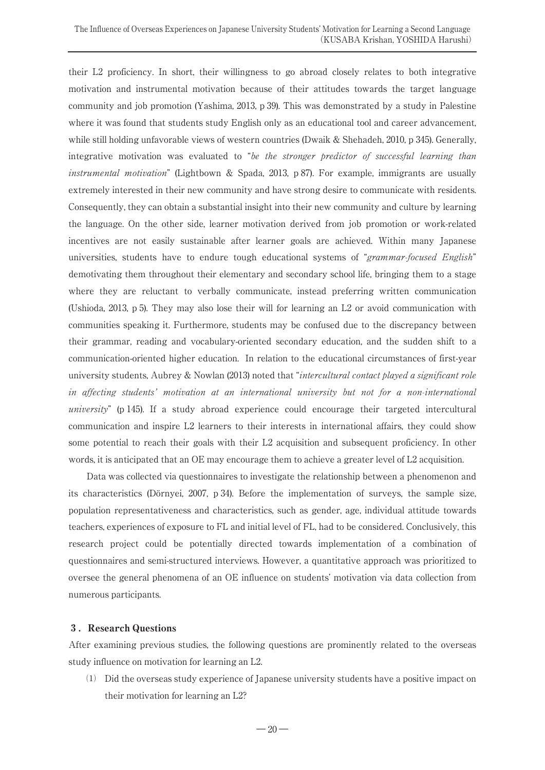their L2 proficiency. In short, their willingness to go abroad closely relates to both integrative motivation and instrumental motivation because of their attitudes towards the target language community and job promotion (Yashima, 2013, p 39). This was demonstrated by a study in Palestine where it was found that students study English only as an educational tool and career advancement, while still holding unfavorable views of western countries (Dwaik & Shehadeh, 2010, p 345). Generally, integrative motivation was evaluated to "*be the stronger predictor of successful learning than instrumental motivation*" (Lightbown & Spada, 2013, p 87). For example, immigrants are usually extremely interested in their new community and have strong desire to communicate with residents. Consequently, they can obtain a substantial insight into their new community and culture by learning the language. On the other side, learner motivation derived from job promotion or work-related incentives are not easily sustainable after learner goals are achieved. Within many Japanese universities, students have to endure tough educational systems of "*grammar-focused English*" demotivating them throughout their elementary and secondary school life, bringing them to a stage where they are reluctant to verbally communicate, instead preferring written communication (Ushioda, 2013, p 5). They may also lose their will for learning an L2 or avoid communication with communities speaking it. Furthermore, students may be confused due to the discrepancy between their grammar, reading and vocabulary-oriented secondary education, and the sudden shift to a communication-oriented higher education. In relation to the educational circumstances of first-year university students, Aubrey & Nowlan (2013) noted that "*intercultural contact played a significant role in affecting students' motivation at an international university but not for a non-international university*" (p 145). If a study abroad experience could encourage their targeted intercultural communication and inspire L2 learners to their interests in international affairs, they could show some potential to reach their goals with their L2 acquisition and subsequent proficiency. In other words, it is anticipated that an OE may encourage them to achieve a greater level of L2 acquisition.

Data was collected via questionnaires to investigate the relationship between a phenomenon and its characteristics (Dörnyei, 2007, p 34). Before the implementation of surveys, the sample size, population representativeness and characteristics, such as gender, age, individual attitude towards teachers, experiences of exposure to FL and initial level of FL, had to be considered. Conclusively, this research project could be potentially directed towards implementation of a combination of questionnaires and semi-structured interviews. However, a quantitative approach was prioritized to oversee the general phenomena of an OE influence on students' motivation via data collection from numerous participants.

## 3. Research Questions

After examining previous studies, the following questions are prominently related to the overseas study influence on motivation for learning an L2.

(1) Did the overseas study experience of Japanese university students have a positive impact on their motivation for learning an L2?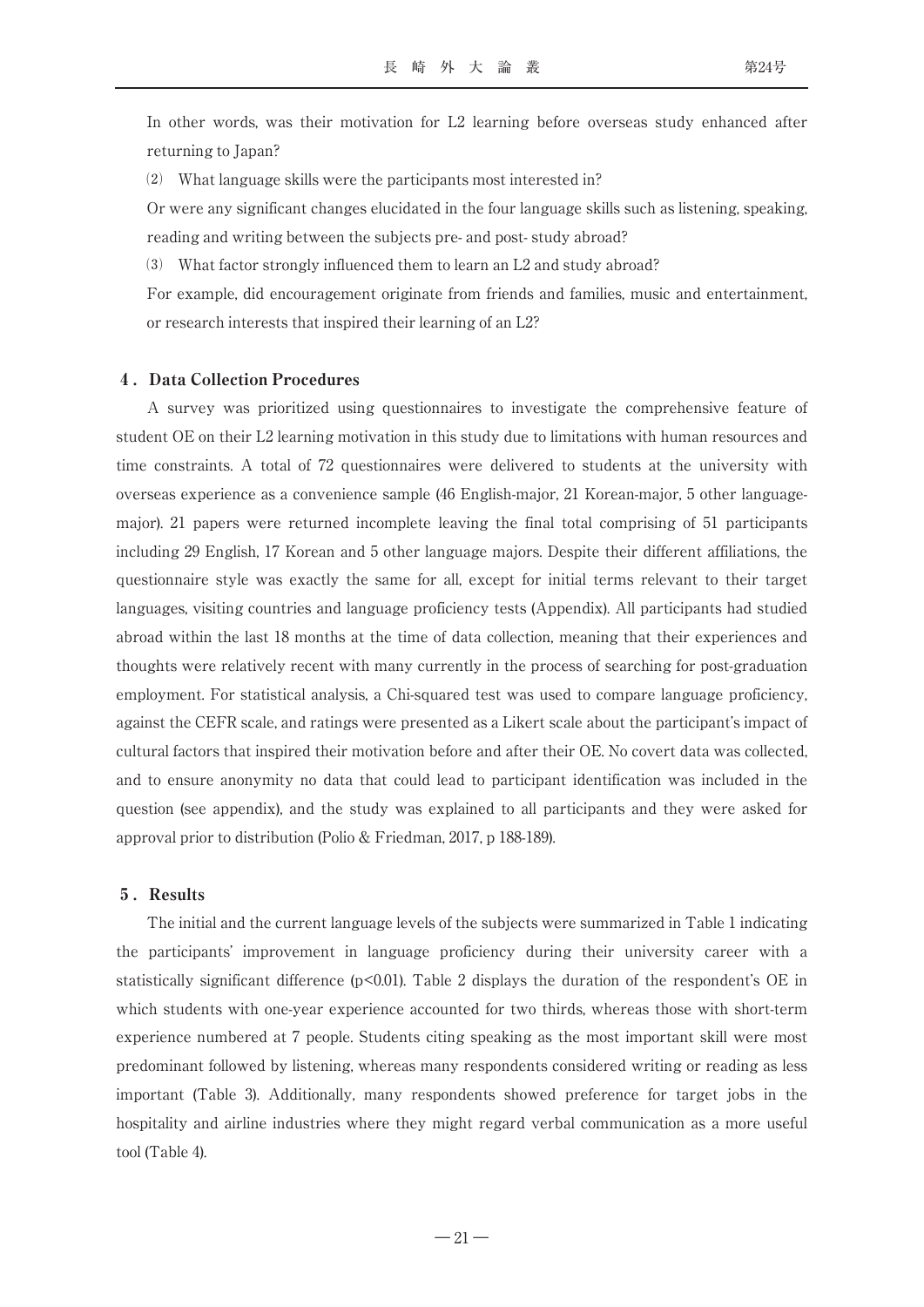In other words, was their motivation for L2 learning before overseas study enhanced after returning to Japan?

(2) What language skills were the participants most interested in?

Or were any significant changes elucidated in the four language skills such as listening, speaking, reading and writing between the subjects pre- and post- study abroad?

(3) What factor strongly influenced them to learn an L2 and study abroad?

For example, did encouragement originate from friends and families, music and entertainment, or research interests that inspired their learning of an L2?

## 4. Data Collection Procedures

A survey was prioritized using questionnaires to investigate the comprehensive feature of student OE on their L2 learning motivation in this study due to limitations with human resources and time constraints. A total of 72 questionnaires were delivered to students at the university with overseas experience as a convenience sample (46 English-major, 21 Korean-major, 5 other language-major). 21 papers were returned incomplete leaving the final total comprising of 51 participants including 29 English, 17 Korean and 5 other language majors. Despite their different affiliations, the questionnaire style was exactly the same for all, except for initial terms relevant to their target languages, visiting countries and language proficiency tests (Appendix). All participants had studied abroad within the last 18 months at the time of data collection, meaning that their experiences and thoughts were relatively recent with many currently in the process of searching for post-graduation employment. For statistical analysis, a Chi-squared test was used to compare language proficiency, against the CEFR scale, and ratings were presented as a Likert scale about the participant's impact of cultural factors that inspired their motivation before and after their OE. No covert data was collected, and to ensure anonymity no data that could lead to participant identification was included in the question (see appendix), and the study was explained to all participants and they were asked for approval prior to distribution (Polio & Friedman, 2017, p 188-189).

## 5. Results

The initial and the current language levels of the subjects were summarized in Table 1 indicating the participants' improvement in language proficiency during their university career with a statistically significant difference ($p<0.01$). Table 2 displays the duration of the respondent's OE in which students with one-year experience accounted for two thirds, whereas those with short-term experience numbered at 7 people. Students citing speaking as the most important skill were most predominant followed by listening, whereas many respondents considered writing or reading as less important (Table 3). Additionally, many respondents showed preference for target jobs in the hospitality and airline industries where they might regard verbal communication as a more useful tool (Table 4).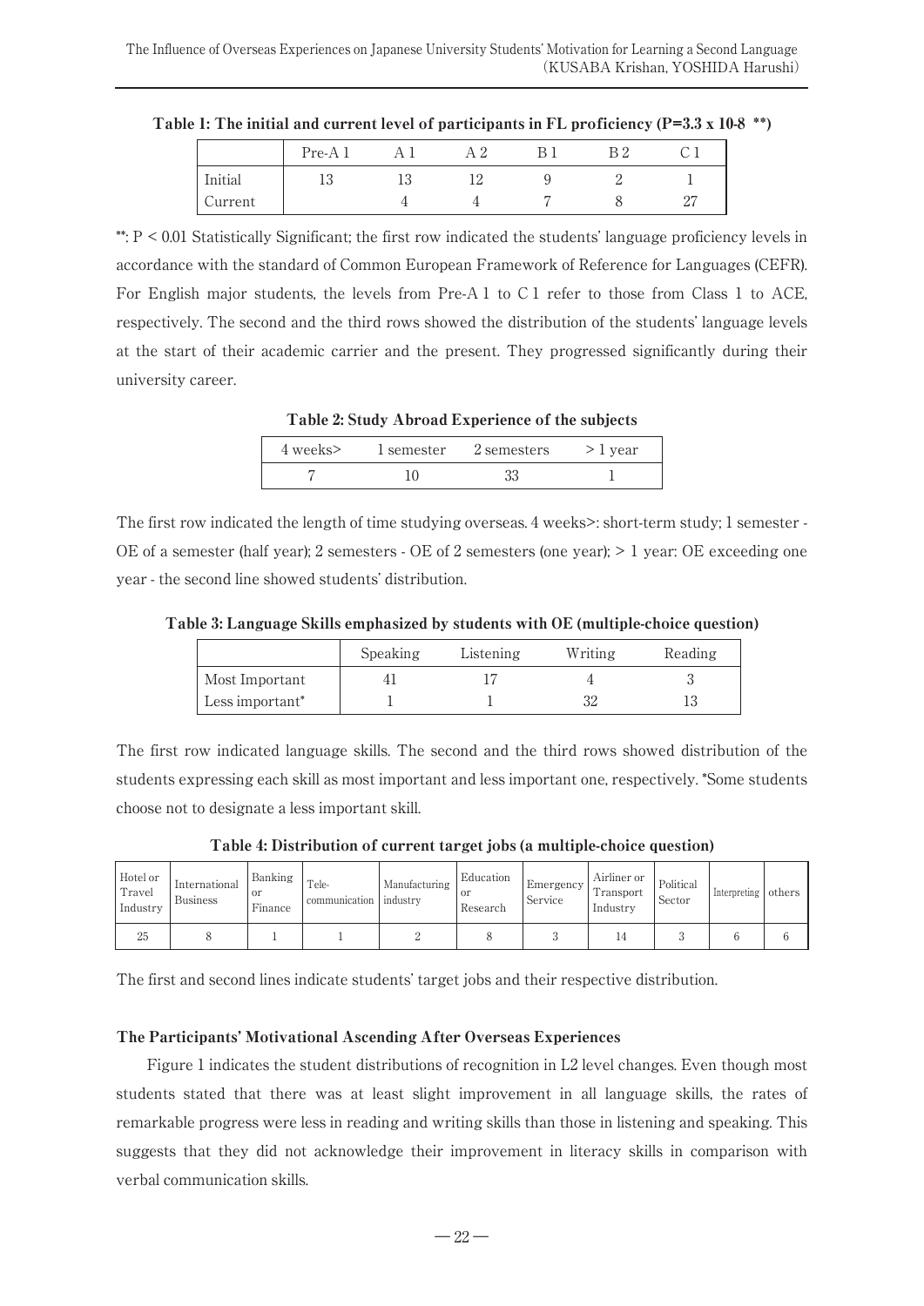**Table 1: The initial and current level of participants in FL proficiency ($P=3.3 \times 10^{-8}$ **)**

| | Pre-A 1 | A 1 | A 2 | B 1 | B 2 | C 1 |
|---|---|---|---|---|---|---|
| Initial | 13 | 13 | 12 | 9 | 2 | 1 |
| Current | | 4 | 4 | 7 | 8 | 27 |

**: $P < 0.01$ Statistically Significant; the first row indicated the students' language proficiency levels in accordance with the standard of Common European Framework of Reference for Languages (CEFR). For English major students, the levels from Pre-A 1 to C 1 refer to those from Class 1 to ACE, respectively. The second and the third rows showed the distribution of the students' language levels at the start of their academic carrier and the present. They progressed significantly during their university career.

**Table 2: Study Abroad Experience of the subjects**

| 4 weeks> | 1 semester | 2 semesters | > 1 year |
|---|---|---|---|
| 7 | 10 | 33 | 1 |

The first row indicated the length of time studying overseas. 4 weeks>: short-term study; 1 semester - OE of a semester (half year); 2 semesters - OE of 2 semesters (one year); > 1 year: OE exceeding one year - the second line showed students' distribution.

**Table 3: Language Skills emphasized by students with OE (multiple-choice question)**

| | Speaking | Listening | Writing | Reading |
|---|---|---|---|---|
| Most Important | 41 | 17 | 4 | 3 |
| Less important* | 1 | 1 | 32 | 13 |

The first row indicated language skills. The second and the third rows showed distribution of the students expressing each skill as most important and less important one, respectively. *Some students choose not to designate a less important skill.

**Table 4: Distribution of current target jobs (a multiple-choice question)**

| Hotel or Travel Industry | International Business | Banking or Finance | Tele-communication | Manufacturing industry | Education or Research | Emergency Service | Airliner or Transport Industry | Political Sector | Interpreting | others |
|---|---|---|---|---|---|---|---|---|---|---|
| 25 | 8 | 1 | 1 | 2 | 8 | 3 | 14 | 3 | 6 | 6 |

The first and second lines indicate students' target jobs and their respective distribution.

### The Participants' Motivational Ascending After Overseas Experiences

Figure 1 indicates the student distributions of recognition in L2 level changes. Even though most students stated that there was at least slight improvement in all language skills, the rates of remarkable progress were less in reading and writing skills than those in listening and speaking. This suggests that they did not acknowledge their improvement in literacy skills in comparison with verbal communication skills.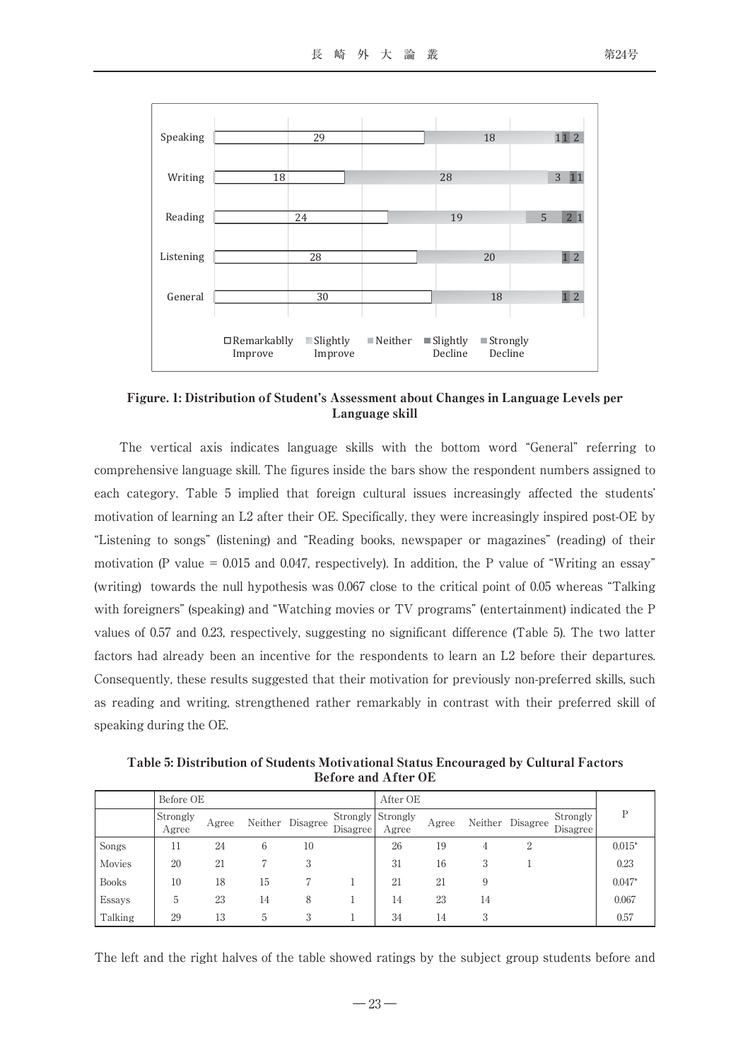Speaking 29 18 1 1 2

Writing 18 28 3 1 1

Reading 24 19 5 2 1

Listening 28 20 1 2

General 30 18 1 2

□Remarkablly Improve ■Slightly Improve ■Neither ■Slightly Decline ■Strongly Decline

**Figure. 1: Distribution of Student's Assessment about Changes in Language Levels per Language skill**

The vertical axis indicates language skills with the bottom word "General" referring to comprehensive language skill. The figures inside the bars show the respondent numbers assigned to each category. Table 5 implied that foreign cultural issues increasingly affected the students' motivation of learning an L2 after their OE. Specifically, they were increasingly inspired post-OE by "Listening to songs" (listening) and "Reading books, newspaper or magazines" (reading) of their motivation (P value = 0.015 and 0.047, respectively). In addition, the P value of "Writing an essay" (writing) towards the null hypothesis was 0.067 close to the critical point of 0.05 whereas "Talking with foreigners" (speaking) and "Watching movies or TV programs" (entertainment) indicated the P values of 0.57 and 0.23, respectively, suggesting no significant difference (Table 5). The two latter factors had already been an incentive for the respondents to learn an L2 before their departures. Consequently, these results suggested that their motivation for previously non-preferred skills, such as reading and writing, strengthened rather remarkably in contrast with their preferred skill of speaking during the OE.

**Table 5: Distribution of Students Motivational Status Encouraged by Cultural Factors Before and After OE**

| | Before OE | | | | | After OE | | | | | P |
|---|---|---|---|---|---|---|---|---|---|---|---|
| | Strongly Agree | Agree | Neither | Disagree | Strongly Disagree | Strongly Agree | Agree | Neither | Disagree | Strongly Disagree | |
| Songs | 11 | 24 | 6 | 10 | | 26 | 19 | 4 | 2 | | 0.015* |
| Movies | 20 | 21 | 7 | 3 | | 31 | 16 | 3 | 1 | | 0.23 |
| Books | 10 | 18 | 15 | 7 | 1 | 21 | 21 | 9 | | | 0.047* |
| Essays | 5 | 23 | 14 | 8 | 1 | 14 | 23 | 14 | | | 0.067 |
| Talking | 29 | 13 | 5 | 3 | 1 | 34 | 14 | 3 | | | 0.57 |

The left and the right halves of the table showed ratings by the subject group students before and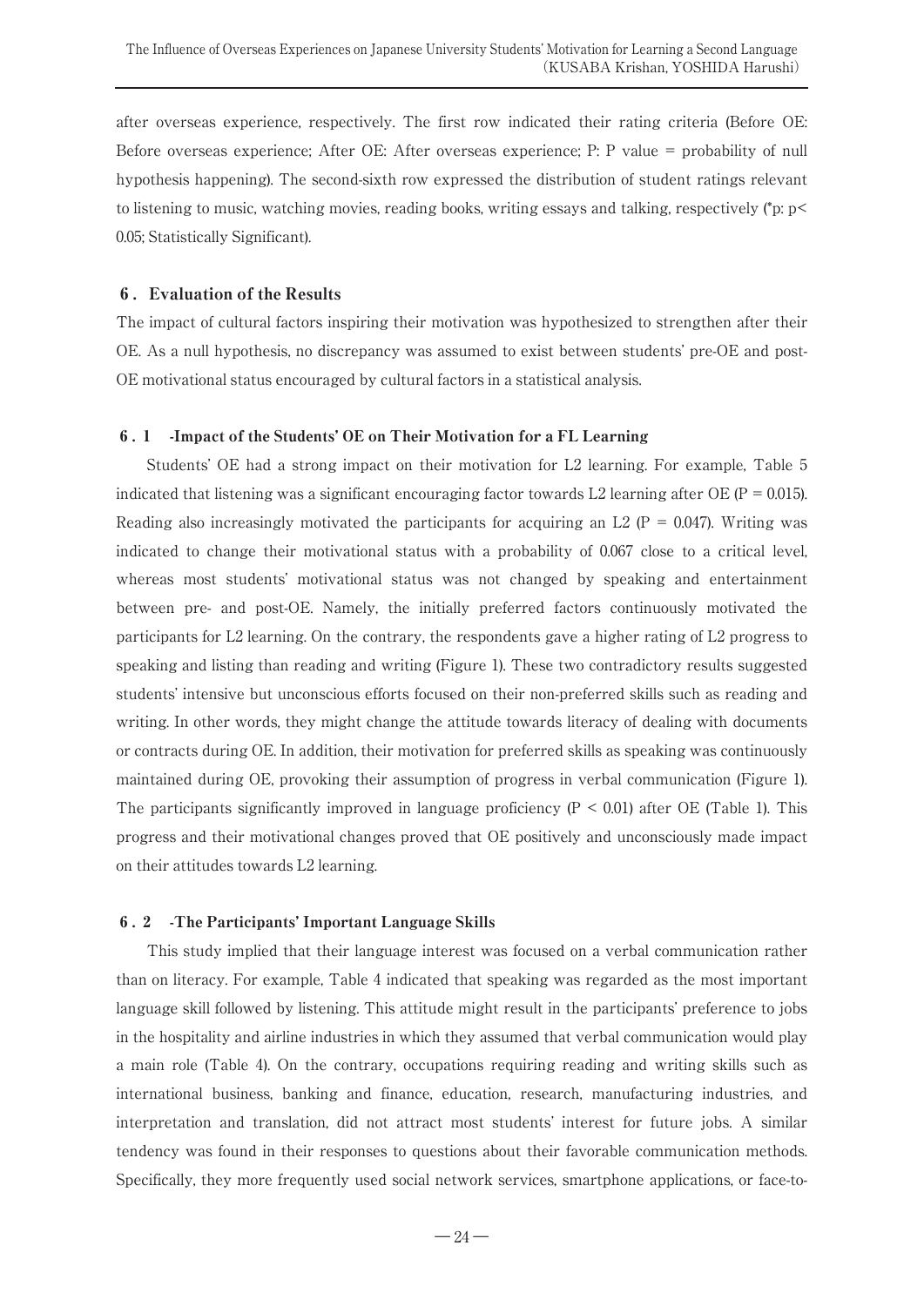after overseas experience, respectively. The first row indicated their rating criteria (Before OE: Before overseas experience; After OE: After overseas experience; P: P value = probability of null hypothesis happening). The second-sixth row expressed the distribution of student ratings relevant to listening to music, watching movies, reading books, writing essays and talking, respectively (*p: $p < 0.05$; Statistically Significant).

## 6. Evaluation of the Results

The impact of cultural factors inspiring their motivation was hypothesized to strengthen after their OE. As a null hypothesis, no discrepancy was assumed to exist between students' pre-OE and post-OE motivational status encouraged by cultural factors in a statistical analysis.

### 6.1 -Impact of the Students' OE on Their Motivation for a FL Learning

Students' OE had a strong impact on their motivation for L2 learning. For example, Table 5 indicated that listening was a significant encouraging factor towards L2 learning after OE ($P = 0.015$). Reading also increasingly motivated the participants for acquiring an L2 ($P = 0.047$). Writing was indicated to change their motivational status with a probability of 0.067 close to a critical level, whereas most students' motivational status was not changed by speaking and entertainment between pre- and post-OE. Namely, the initially preferred factors continuously motivated the participants for L2 learning. On the contrary, the respondents gave a higher rating of L2 progress to speaking and listing than reading and writing (Figure 1). These two contradictory results suggested students' intensive but unconscious efforts focused on their non-preferred skills such as reading and writing. In other words, they might change the attitude towards literacy of dealing with documents or contracts during OE. In addition, their motivation for preferred skills as speaking was continuously maintained during OE, provoking their assumption of progress in verbal communication (Figure 1). The participants significantly improved in language proficiency ($P < 0.01$) after OE (Table 1). This progress and their motivational changes proved that OE positively and unconsciously made impact on their attitudes towards L2 learning.

### 6.2 -The Participants' Important Language Skills

This study implied that their language interest was focused on a verbal communication rather than on literacy. For example, Table 4 indicated that speaking was regarded as the most important language skill followed by listening. This attitude might result in the participants' preference to jobs in the hospitality and airline industries in which they assumed that verbal communication would play a main role (Table 4). On the contrary, occupations requiring reading and writing skills such as international business, banking and finance, education, research, manufacturing industries, and interpretation and translation, did not attract most students' interest for future jobs. A similar tendency was found in their responses to questions about their favorable communication methods. Specifically, they more frequently used social network services, smartphone applications, or face-to-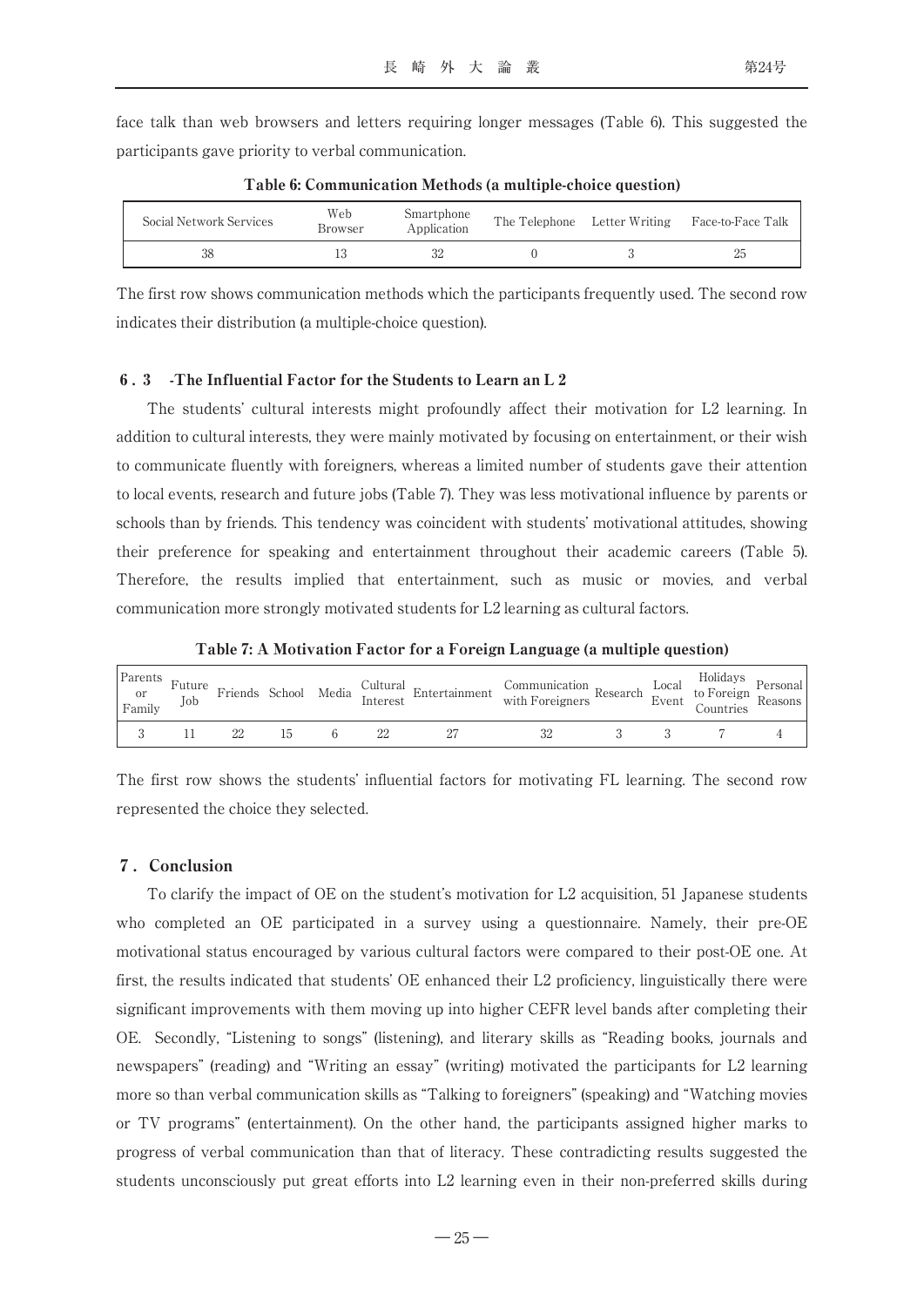face talk than web browsers and letters requiring longer messages (Table 6). This suggested the participants gave priority to verbal communication.

**Table 6: Communication Methods (a multiple-choice question)**

| Social Network Services | Web Browser | Smartphone Application | The Telephone | Letter Writing | Face-to-Face Talk |
|---|---|---|---|---|---|
| 38 | 13 | 32 | 0 | 3 | 25 |

The first row shows communication methods which the participants frequently used. The second row indicates their distribution (a multiple-choice question).

### 6.3 -The Influential Factor for the Students to Learn an L2

The students' cultural interests might profoundly affect their motivation for L2 learning. In addition to cultural interests, they were mainly motivated by focusing on entertainment, or their wish to communicate fluently with foreigners, whereas a limited number of students gave their attention to local events, research and future jobs (Table 7). They was less motivational influence by parents or schools than by friends. This tendency was coincident with students' motivational attitudes, showing their preference for speaking and entertainment throughout their academic careers (Table 5). Therefore, the results implied that entertainment, such as music or movies, and verbal communication more strongly motivated students for L2 learning as cultural factors.

**Table 7: A Motivation Factor for a Foreign Language (a multiple question)**

| Parents or Family | Future Job | Friends | School | Media | Cultural Interest | Entertainment | Communication with Foreigners | Research | Local Event | Holidays to Foreign Countries | Personal Reasons |
|---|---|---|---|---|---|---|---|---|---|---|---|
| 3 | 11 | 22 | 15 | 6 | 22 | 27 | 32 | 3 | 3 | 7 | 4 |

The first row shows the students' influential factors for motivating FL learning. The second row represented the choice they selected.

## 7. Conclusion

To clarify the impact of OE on the student's motivation for L2 acquisition, 51 Japanese students who completed an OE participated in a survey using a questionnaire. Namely, their pre-OE motivational status encouraged by various cultural factors were compared to their post-OE one. At first, the results indicated that students' OE enhanced their L2 proficiency, linguistically there were significant improvements with them moving up into higher CEFR level bands after completing their OE. Secondly, "Listening to songs" (listening), and literary skills as "Reading books, journals and newspapers" (reading) and "Writing an essay" (writing) motivated the participants for L2 learning more so than verbal communication skills as "Talking to foreigners" (speaking) and "Watching movies or TV programs" (entertainment). On the other hand, the participants assigned higher marks to progress of verbal communication than that of literacy. These contradicting results suggested the students unconsciously put great efforts into L2 learning even in their non-preferred skills during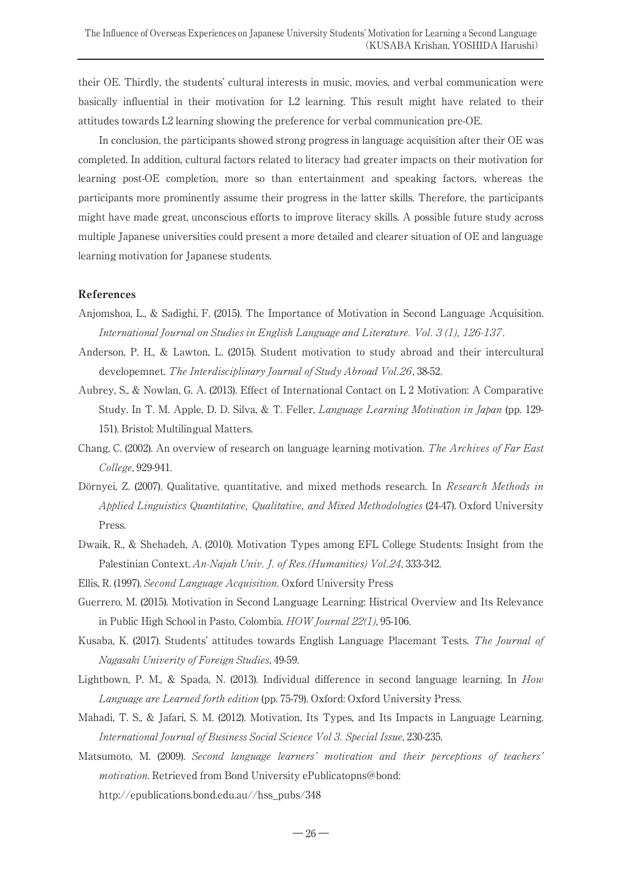their OE. Thirdly, the students' cultural interests in music, movies, and verbal communication were basically influential in their motivation for L2 learning. This result might have related to their attitudes towards L2 learning showing the preference for verbal communication pre-OE.

In conclusion, the participants showed strong progress in language acquisition after their OE was completed. In addition, cultural factors related to literacy had greater impacts on their motivation for learning post-OE completion, more so than entertainment and speaking factors, whereas the participants more prominently assume their progress in the latter skills. Therefore, the participants might have made great, unconscious efforts to improve literacy skills. A possible future study across multiple Japanese universities could present a more detailed and clearer situation of OE and language learning motivation for Japanese students.

## References

Anjomshoa, L., & Sadighi, F. (2015). The Importance of Motivation in Second Language Acquisition. *International Journal on Studies in English Language and Literature. Vol. 3 (1), 126-137*.

Anderson, P. H., & Lawton, L. (2015). Student motivation to study abroad and their intercultural developemnet. *The Interdisciplinary Journal of Study Abroad Vol.26*, 38-52.

Aubrey, S., & Nowlan, G. A. (2013). Effect of International Contact on L 2 Motivation: A Comparative Study. In T. M. Apple, D. D. Silva, & T. Feller, *Language Learning Motivation in Japan* (pp. 129-151). Bristol: Multilingual Matters.

Chang, C. (2002). An overview of research on language learning motivation. *The Archives of Far East College*, 929-941.

Dörnyei, Z. (2007). Qualitative, quantitative, and mixed methods research. In *Research Methods in Applied Linguistics Quantitative, Qualitative, and Mixed Methodologies* (24-47). Oxford University Press.

Dwaik, R., & Shehadeh, A. (2010). Motivation Types among EFL College Students: Insight from the Palestinian Context. *An-Najah Univ. J. of Res.(Humanities) Vol.24*, 333-342.

Ellis, R. (1997). *Second Language Acquisition*. Oxford University Press

Guerrero, M. (2015). Motivation in Second Language Learning: Histrical Overview and Its Relevance in Public High School in Pasto, Colombia. *HOW Journal 22(1)*, 95-106.

Kusaba, K. (2017). Students' attitudes towards English Language Placemant Tests. *The Journal of Nagasaki Univerity of Foreign Studies*, 49-59.

Lightbown, P. M., & Spada, N. (2013). Individual difference in second language learning. In *How Language are Learned forth edition* (pp. 75-79). Oxford: Oxford University Press.

Mahadi, T. S., & Jafari, S. M. (2012). Motivation, Its Types, and Its Impacts in Language Learning. *International Journal of Business Social Science Vol 3. Special Issue*, 230-235.

Matsumoto, M. (2009). *Second language learners' motivation and their perceptions of teachers' motivation*. Retrieved from Bond University ePublicatopns@bond: http://epublications.bond.edu.au//hss_pubs/348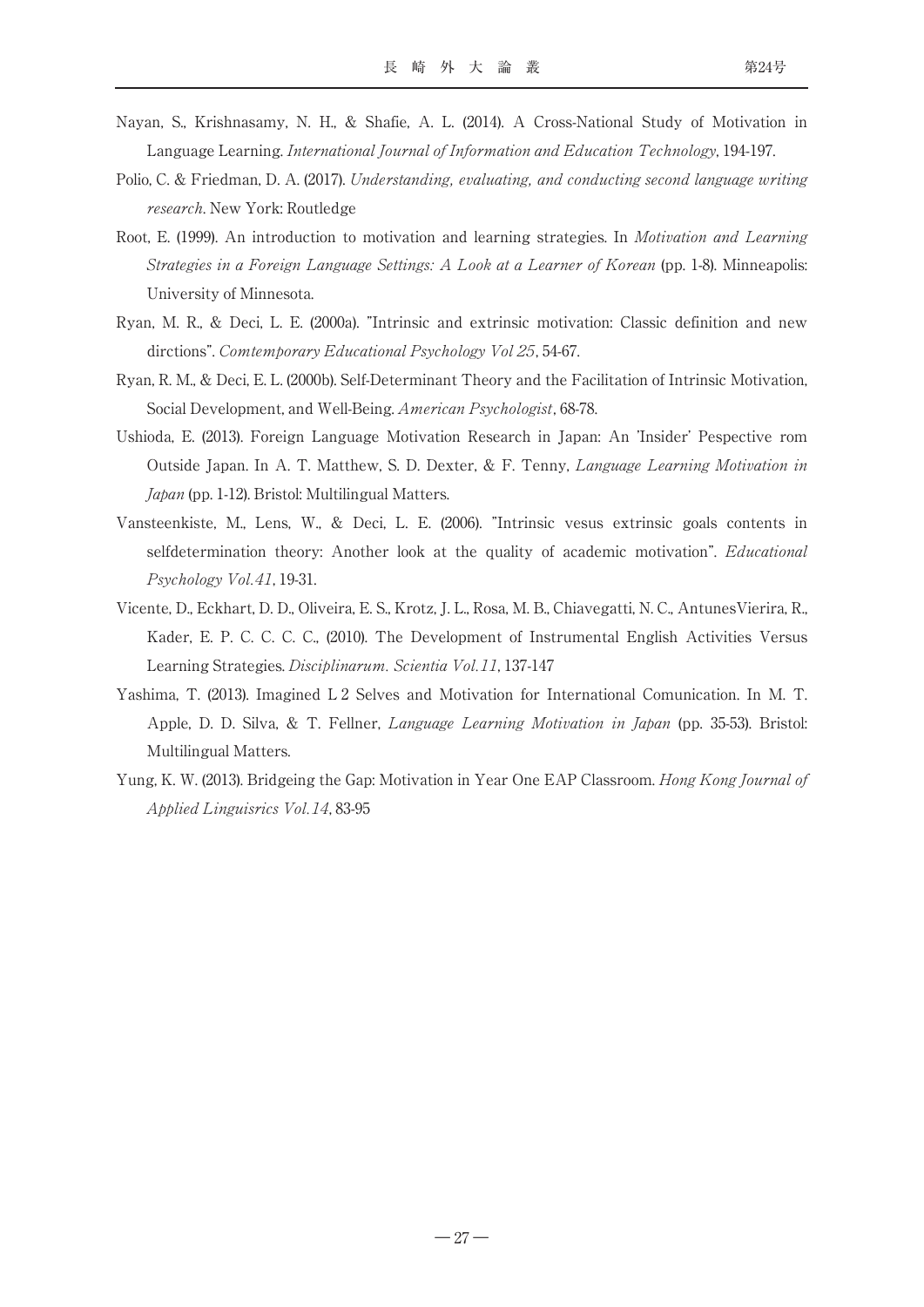Nayan, S., Krishnasamy, N. H., & Shafie, A. L. (2014). A Cross-National Study of Motivation in Language Learning. *International Journal of Information and Education Technology*, 194-197.

Polio, C. & Friedman, D. A. (2017). *Understanding, evaluating, and conducting second language writing research*. New York: Routledge

Root, E. (1999). An introduction to motivation and learning strategies. In *Motivation and Learning Strategies in a Foreign Language Settings: A Look at a Learner of Korean* (pp. 1-8). Minneapolis: University of Minnesota.

Ryan, M. R., & Deci, L. E. (2000a). "Intrinsic and extrinsic motivation: Classic definition and new dirctions". *Comtemporary Educational Psychology Vol 25*, 54-67.

Ryan, R. M., & Deci, E. L. (2000b). Self-Determinant Theory and the Facilitation of Intrinsic Motivation, Social Development, and Well-Being. *American Psychologist*, 68-78.

Ushioda, E. (2013). Foreign Language Motivation Research in Japan: An 'Insider' Pespective rom Outside Japan. In A. T. Matthew, S. D. Dexter, & F. Tenny, *Language Learning Motivation in Japan* (pp. 1-12). Bristol: Multilingual Matters.

Vansteenkiste, M., Lens, W., & Deci, L. E. (2006). "Intrinsic vesus extrinsic goals contents in selfdetermination theory: Another look at the quality of academic motivation". *Educational Psychology Vol.41*, 19-31.

Vicente, D., Eckhart, D. D., Oliveira, E. S., Krotz, J. L., Rosa, M. B., Chiavegatti, N. C., AntunesVierira, R., Kader, E. P. C. C. C. C., (2010). The Development of Instrumental English Activities Versus Learning Strategies. *Disciplinarum. Scientia Vol.11*, 137-147

Yashima, T. (2013). Imagined L 2 Selves and Motivation for International Comunication. In M. T. Apple, D. D. Silva, & T. Fellner, *Language Learning Motivation in Japan* (pp. 35-53). Bristol: Multilingual Matters.

Yung, K. W. (2013). Bridgeing the Gap: Motivation in Year One EAP Classroom. *Hong Kong Journal of Applied Linguisrics Vol.14*, 83-95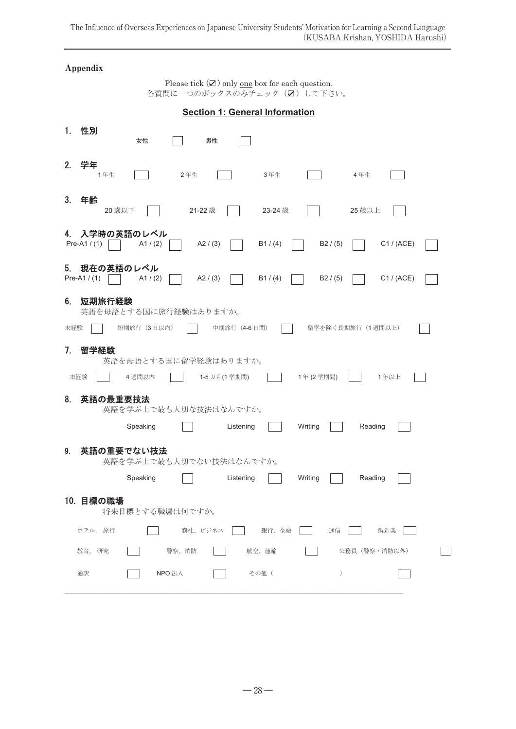## Appendix

Please tick (☑) only one box for each question.
各質問に一つのボックスのみチェック（☑）して下さい。

### Section 1: General Information

**1. 性別**

女性 ☐　男性 ☐

**2. 学年**

1年生 ☐　2年生 ☐　3年生 ☐　4年生 ☐

**3. 年齢**

20歳以下 ☐　21-22歳 ☐　23-24歳 ☐　25歳以上 ☐

**4. 入学時の英語のレベル**

Pre-A1 / (1) ☐　A1 / (2) ☐　A2 / (3) ☐　B1 / (4) ☐　B2 / (5) ☐　C1 / (ACE) ☐

**5. 現在の英語のレベル**

Pre-A1 / (1) ☐　A1 / (2) ☐　A2 / (3) ☐　B1 / (4) ☐　B2 / (5) ☐　C1 / (ACE) ☐

**6. 短期旅行経験**

英語を母語とする国に旅行経験はありますか。

未経験 ☐　短期旅行（3日以内） ☐　中期旅行（4-6日間） ☐　留学を除く長期旅行（1週間以上） ☐

**7. 留学経験**

英語を母語とする国に留学経験はありますか。

未経験 ☐　4週間以内 ☐　1-5カ月(1学期間) ☐　1年(2学期間) ☐　1年以上 ☐

**8. 英語の最重要技法**

英語を学ぶ上で最も大切な技法はなんですか。

Speaking ☐　Listening ☐　Writing ☐　Reading ☐

**9. 英語の重要でない技法**

英語を学ぶ上で最も大切でない技法はなんですか。

Speaking ☐　Listening ☐　Writing ☐　Reading ☐

**10. 目標の職場**

将来目標とする職場は何ですか。

ホテル，旅行 ☐　商社、ビジネス ☐　銀行、金融 ☐　通信 ☐　製造業 ☐

教育，研究 ☐　警察、消防 ☐　航空、運輸 ☐　公務員（警察・消防以外） ☐

通訳 ☐　NPO法人 ☐　その他（　　　　　） ☐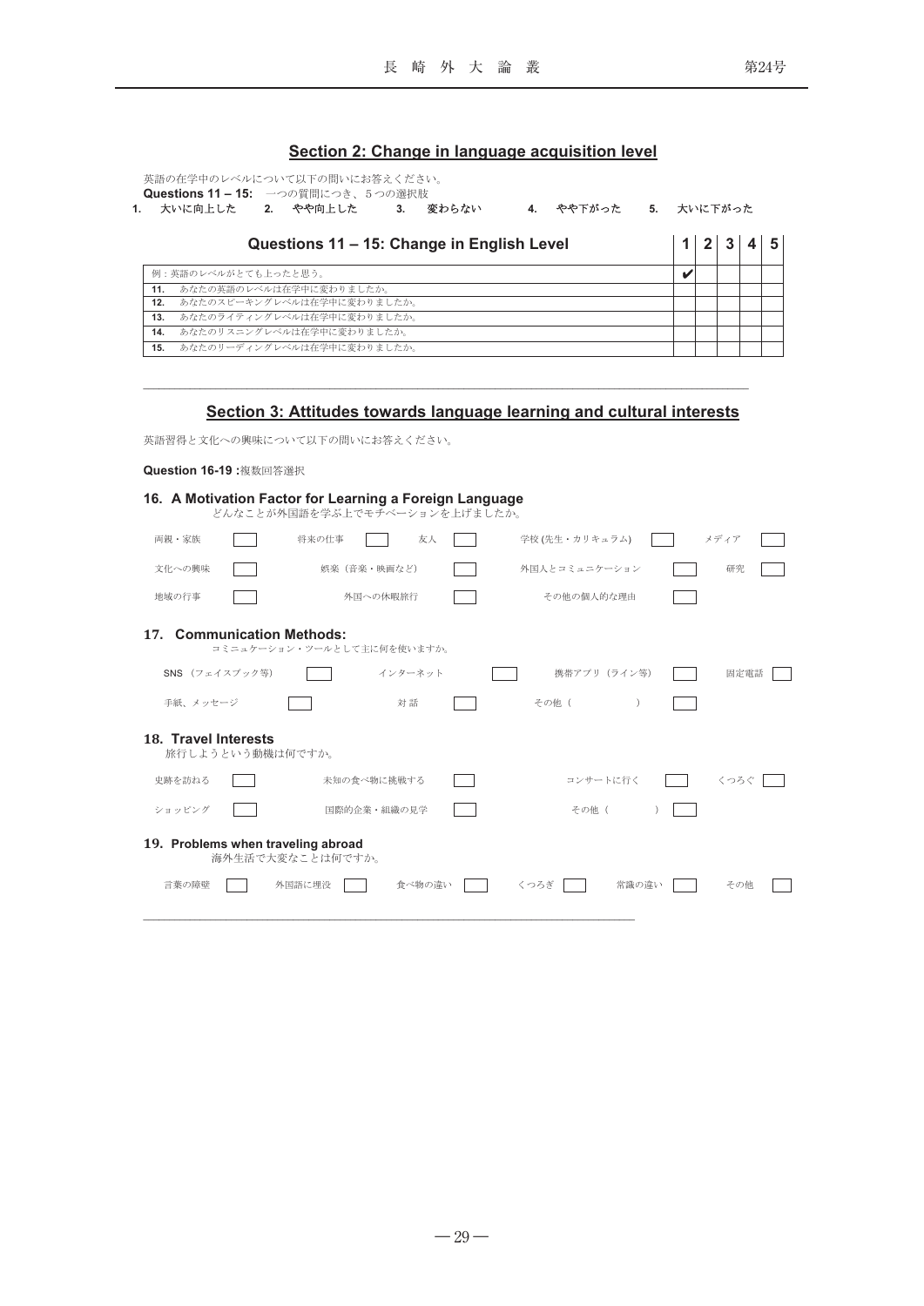## Section 2: Change in language acquisition level

英語の在学中のレベルについて以下の問いにお答えください。

**Questions 11 – 15:** 一つの質問につき、５つの選択肢

**1.** 大いに向上した **2.** やや向上した **3.** 変わらない **4.** やや下がった **5.** 大いに下がった

| Questions 11 – 15: Change in English Level | 1 | 2 | 3 | 4 | 5 |
|---|---|---|---|---|---|
| 例：英語のレベルがとても上ったと思う。 | ✔ | | | | |
| **11.** あなたの英語のレベルは在学中に変わりましたか。 | | | | | |
| **12.** あなたのスピーキングレベルは在学中に変わりましたか。 | | | | | |
| **13.** あなたのライティングレベルは在学中に変わりましたか。 | | | | | |
| **14.** あなたのリスニングレベルは在学中に変わりましたか。 | | | | | |
| **15.** あなたのリーディングレベルは在学中に変わりましたか。 | | | | | |

## Section 3: Attitudes towards language learning and cultural interests

英語習得と文化への興味について以下の問いにお答えください。

**Question 16-19 :**複数回答選択

### 16. A Motivation Factor for Learning a Foreign Language

どんなことが外国語を学ぶ上でモチベーションを上げましたか。

両親・家族 ☐　将来の仕事 ☐　友人 ☐　学校 (先生・カリキュラム) ☐　メディア ☐

文化への興味 ☐　娯楽（音楽・映画など） ☐　外国人とコミュニケーション ☐　研究 ☐

地域の行事 ☐　外国への休暇旅行 ☐　その他の個人的な理由 ☐

### 17. Communication Methods:

コミュニケーション・ツールとして主に何を使いますか。

SNS（フェイスブック等） ☐　インターネット ☐　携帯アプリ（ライン等） ☐　固定電話 ☐

手紙、メッセージ ☐　対 話 ☐　その他（　　　　） ☐

### 18. Travel Interests

旅行しようという動機は何ですか。

史跡を訪ねる ☐　未知の食べ物に挑戦する ☐　コンサートに行く ☐　くつろぐ ☐

ショッピング ☐　国際的企業・組織の見学 ☐　その他（　　　） ☐

### 19. Problems when traveling abroad

海外生活で大変なことは何ですか。

言葉の障壁 ☐　外国語に埋没 ☐　食べ物の違い ☐　くつろぎ ☐　常識の違い ☐　その他 ☐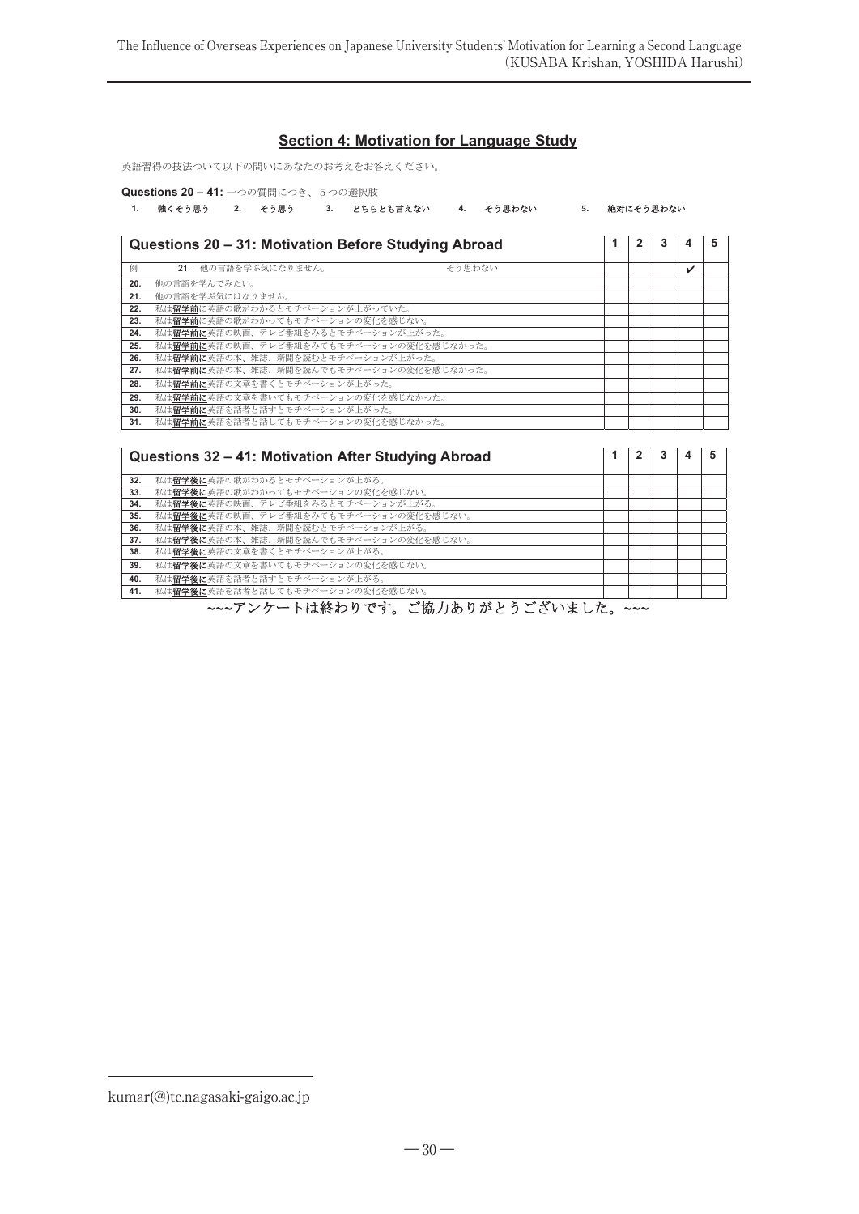## Section 4: Motivation for Language Study

英語習得の技法ついて以下の問いにあなたのお考えをお答えください。

**Questions 20 – 41:** 一つの質問につき、５つの選択肢

**1.** 強くそう思う　**2.** そう思う　**3.** どちらとも言えない　**4.** そう思わない　**5.** 絶対にそう思わない

| Questions 20 – 31: Motivation Before Studying Abroad | | 1 | 2 | 3 | 4 | 5 |
|---|---|---|---|---|---|---|
| 例 | 21.　他の言語を学ぶ気になりません。　そう思わない | | | | ✔ | |
| 20. | 他の言語を学んでみたい。 | | | | | |
| 21. | 他の言語を学ぶ気にはなりません。 | | | | | |
| 22. | 私は**留学前**に英語の歌がわかるとモチベーションが上がっていた。 | | | | | |
| 23. | 私は**留学前**に英語の歌がわかってもモチベーションの変化を感じない。 | | | | | |
| 24. | 私は**留学前に**英語の映画、テレビ番組をみるとモチベーションが上がった。 | | | | | |
| 25. | 私は**留学前に**英語の映画、テレビ番組をみてもモチベーションの変化を感じなかった。 | | | | | |
| 26. | 私は**留学前に**英語の本、雑誌、新聞を読むとモチベーションが上がった。 | | | | | |
| 27. | 私は**留学前に**英語の本、雑誌、新聞を読んでもモチベーションの変化を感じなかった。 | | | | | |
| 28. | 私は**留学前に**英語の文章を書くとモチベーションが上がった。 | | | | | |
| 29. | 私は**留学前に**英語の文章を書いてもモチベーションの変化を感じなかった。 | | | | | |
| 30. | 私は**留学前に**英語を話者と話すとモチベーションが上がった。 | | | | | |
| 31. | 私は**留学前に**英語を話者と話してもモチベーションの変化を感じなかった。 | | | | | |

| Questions 32 – 41: Motivation After Studying Abroad | | 1 | 2 | 3 | 4 | 5 |
|---|---|---|---|---|---|---|
| 32. | 私は**留学後に**英語の歌がわかるとモチベーションが上がる。 | | | | | |
| 33. | 私は**留学後に**英語の歌がわかってもモチベーションの変化を感じない。 | | | | | |
| 34. | 私は**留学後に**英語の映画、テレビ番組をみるとモチベーションが上がる。 | | | | | |
| 35. | 私は**留学後に**英語の映画、テレビ番組をみてもモチベーションの変化を感じない。 | | | | | |
| 36. | 私は**留学後に**英語の本、雑誌、新聞を読むとモチベーションが上がる。 | | | | | |
| 37. | 私は**留学後に**英語の本、雑誌、新聞を読んでもモチベーションの変化を感じない。 | | | | | |
| 38. | 私は**留学後に**英語の文章を書くとモチベーションが上がる。 | | | | | |
| 39. | 私は**留学後に**英語の文章を書いてもモチベーションの変化を感じない。 | | | | | |
| 40. | 私は**留学後に**英語を話者と話すとモチベーションが上がる。 | | | | | |
| 41. | 私は**留学後に**英語を話者と話してもモチベーションの変化を感じない。 | | | | | |

~~~アンケートは終わりです。ご協力ありがとうございました。~~~

---

kumar(@)tc.nagasaki-gaigo.ac.jp